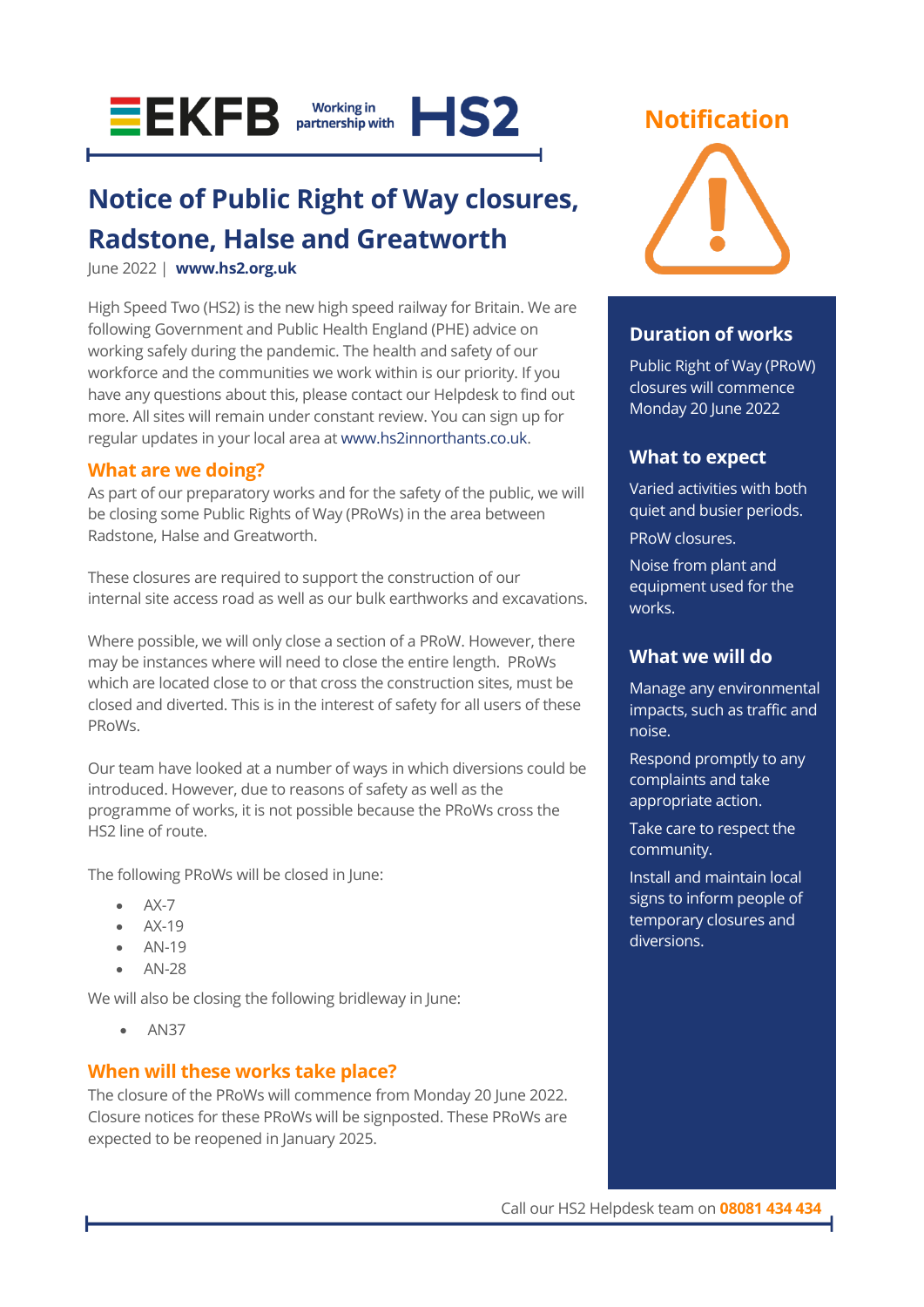EKFB Working in partnership with HS2

# Notice of Public Right of Way closures, Radstone, Halse and Greatworth

June 2022 | **www.hs2.org.uk**

High Speed Two (HS2) is the new high speed railway for Britain. We are following Government and Public Health England (PHE) advice on working safely during the pandemic. The health and safety of our workforce and the communities we work within is our priority. If you have any questions about this, please contact our Helpdesk to find out more. All sites will remain under constant review. You can sign up for regular updates in your local area at www.hs2innorthants.co.uk.

## What are we doing?

As part of our preparatory works and for the safety of the public, we will be closing some Public Rights of Way (PRoWs) in the area between Radstone, Halse and Greatworth.

These closures are required to support the construction of our internal site access road as well as our bulk earthworks and excavations.

Where possible, we will only close a section of a PRoW. However, there may be instances where will need to close the entire length. PRoWs which are located close to or that cross the construction sites, must be closed and diverted. This is in the interest of safety for all users of these PRoWs.

Our team have looked at a number of ways in which diversions could be introduced. However, due to reasons of safety as well as the programme of works, it is not possible because the PRoWs cross the HS2 line of route.

The following PRoWs will be closed in June:

- AX-7
- AX-19
- AN-19
- AN-28

We will also be closing the following bridleway in June:

- AN37

## When will these works take place?

The closure of the PRoWs will commence from Monday 20 June 2022. Closure notices for these PRoWs will be signposted. These PRoWs are expected to be reopened in January 2025.

## Notification

### Duration of works

Public Right of Way (PRoW) closures will commence Monday 20 June 2022

### What to expect

Varied activities with both quiet and busier periods.

PRoW closures.

Noise from plant and equipment used for the works.

### What we will do

Manage any environmental impacts, such as traffic and noise.

Respond promptly to any complaints and take appropriate action.

Take care to respect the community.

Install and maintain local signs to inform people of temporary closures and diversions.

Call our HS2 Helpdesk team on **08081 434 434**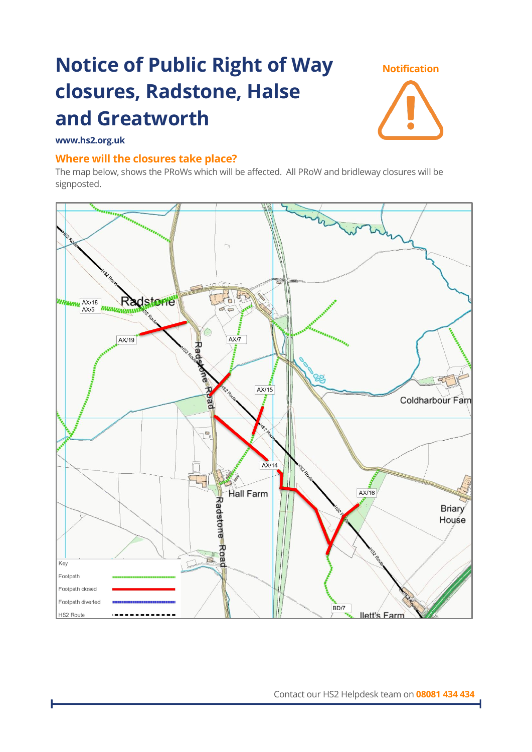# Notice of Public Right of Way closures, Radstone, Halse and Greatworth

**Notification**

**www.hs2.org.uk**

## Where will the closures take place?

The map below, shows the PRoWs which will be affected. All PRoW and bridleway closures will be signposted.

Key

- Footpath
- Footpath closed
- Footpath diverted
- HS2 Route

Contact our HS2 Helpdesk team on **08081 434 434**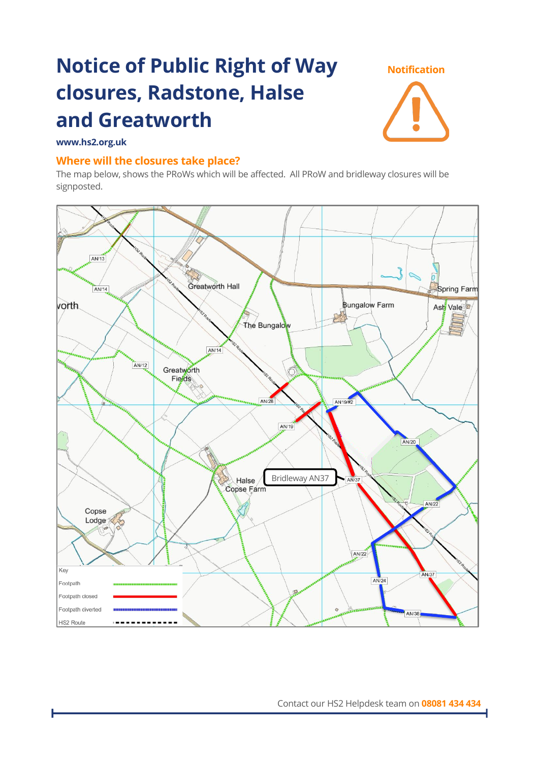# Notice of Public Right of Way closures, Radstone, Halse and Greatworth

**Notification**

**www.hs2.org.uk**

## Where will the closures take place?

The map below, shows the PRoWs which will be affected. All PRoW and bridleway closures will be signposted.

Key

- Footpath
- Footpath closed
- Footpath diverted
- HS2 Route

Bridleway AN37

Contact our HS2 Helpdesk team on **08081 434 434**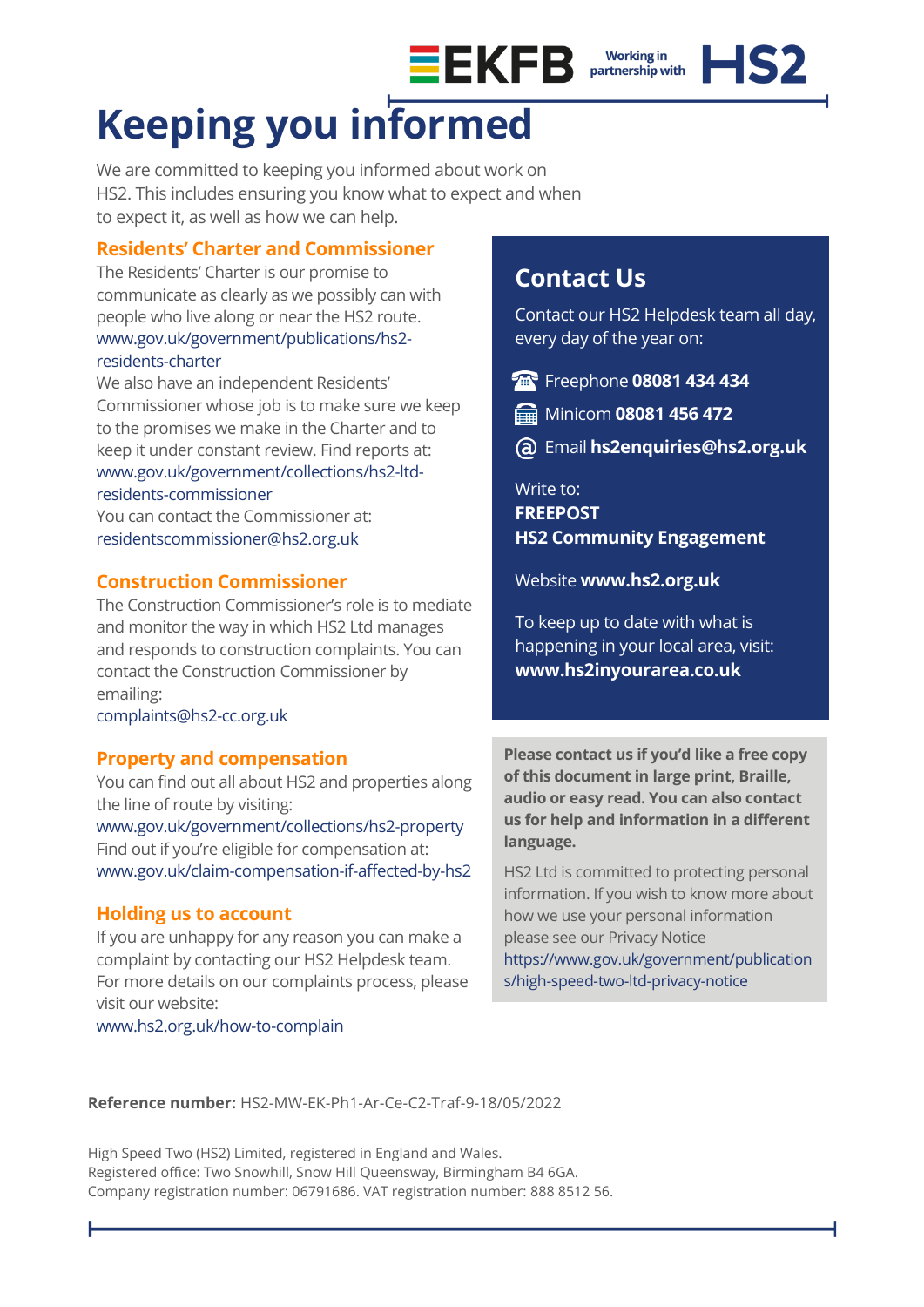EKFB Working in partnership with HS2

# Keeping you informed

We are committed to keeping you informed about work on HS2. This includes ensuring you know what to expect and when to expect it, as well as how we can help.

## Residents' Charter and Commissioner

The Residents' Charter is our promise to communicate as clearly as we possibly can with people who live along or near the HS2 route.
www.gov.uk/government/publications/hs2-residents-charter
We also have an independent Residents' Commissioner whose job is to make sure we keep to the promises we make in the Charter and to keep it under constant review. Find reports at:
www.gov.uk/government/collections/hs2-ltd-residents-commissioner
You can contact the Commissioner at:
residentscommissioner@hs2.org.uk

## Construction Commissioner

The Construction Commissioner's role is to mediate and monitor the way in which HS2 Ltd manages and responds to construction complaints. You can contact the Construction Commissioner by emailing:
complaints@hs2-cc.org.uk

## Property and compensation

You can find out all about HS2 and properties along the line of route by visiting:
www.gov.uk/government/collections/hs2-property
Find out if you're eligible for compensation at:
www.gov.uk/claim-compensation-if-affected-by-hs2

## Holding us to account

If you are unhappy for any reason you can make a complaint by contacting our HS2 Helpdesk team. For more details on our complaints process, please visit our website:
www.hs2.org.uk/how-to-complain

## Contact Us

Contact our HS2 Helpdesk team all day, every day of the year on:

- Freephone **08081 434 434**
- Minicom **08081 456 472**
- Email **hs2enquiries@hs2.org.uk**

Write to:
**FREEPOST**
**HS2 Community Engagement**

Website **www.hs2.org.uk**

To keep up to date with what is happening in your local area, visit:
**www.hs2inyourarea.co.uk**

**Please contact us if you'd like a free copy of this document in large print, Braille, audio or easy read. You can also contact us for help and information in a different language.**

HS2 Ltd is committed to protecting personal information. If you wish to know more about how we use your personal information please see our Privacy Notice
https://www.gov.uk/government/publications/high-speed-two-ltd-privacy-notice

**Reference number:** HS2-MW-EK-Ph1-Ar-Ce-C2-Traf-9-18/05/2022

High Speed Two (HS2) Limited, registered in England and Wales.
Registered office: Two Snowhill, Snow Hill Queensway, Birmingham B4 6GA.
Company registration number: 06791686. VAT registration number: 888 8512 56.